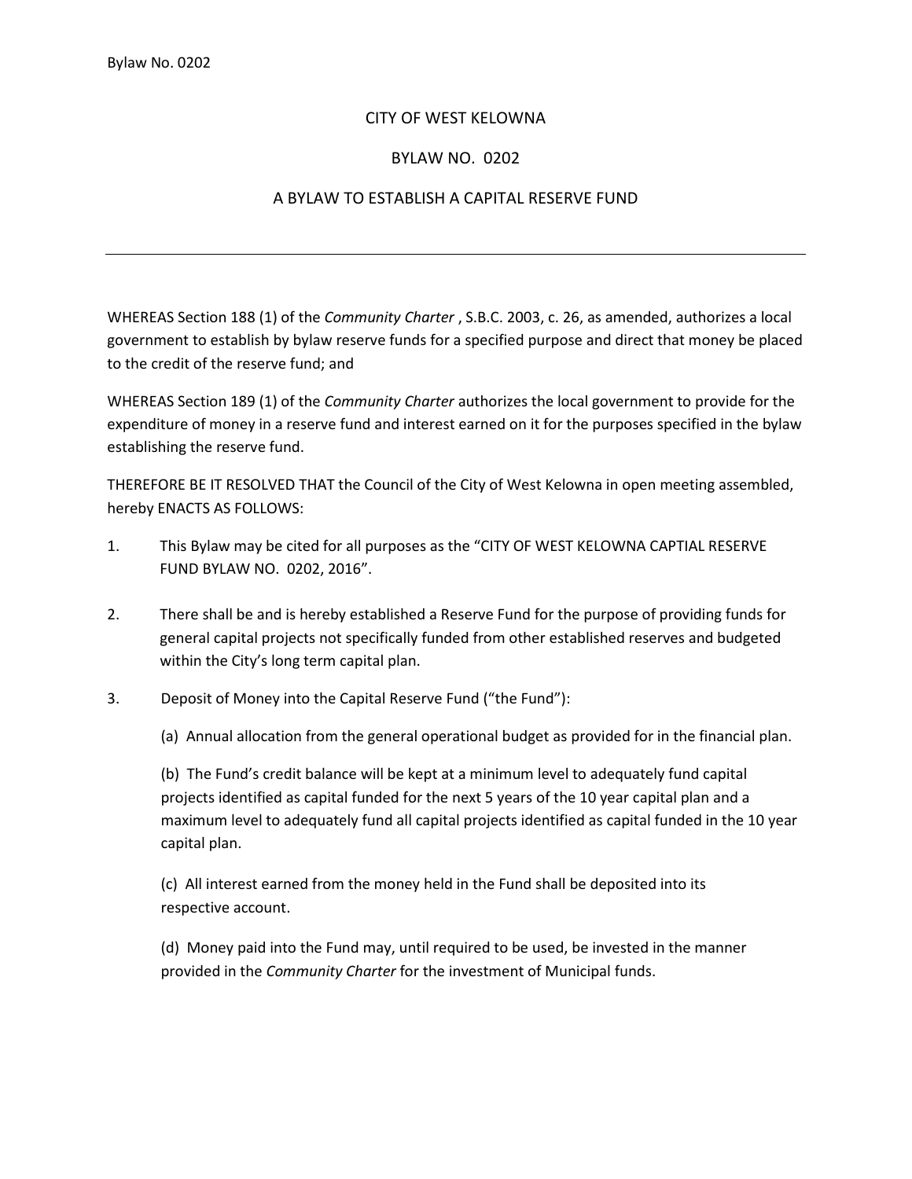# CITY OF WEST KELOWNA

## BYLAW NO. 0202

## A BYLAW TO ESTABLISH A CAPITAL RESERVE FUND

---

WHEREAS Section 188 (1) of the *Community Charter* , S.B.C. 2003, c. 26, as amended, authorizes a local government to establish by bylaw reserve funds for a specified purpose and direct that money be placed to the credit of the reserve fund; and

WHEREAS Section 189 (1) of the *Community Charter* authorizes the local government to provide for the expenditure of money in a reserve fund and interest earned on it for the purposes specified in the bylaw establishing the reserve fund.

THEREFORE BE IT RESOLVED THAT the Council of the City of West Kelowna in open meeting assembled, hereby ENACTS AS FOLLOWS:

1. This Bylaw may be cited for all purposes as the "CITY OF WEST KELOWNA CAPTIAL RESERVE FUND BYLAW NO. 0202, 2016".

2. There shall be and is hereby established a Reserve Fund for the purpose of providing funds for general capital projects not specifically funded from other established reserves and budgeted within the City's long term capital plan.

3. Deposit of Money into the Capital Reserve Fund ("the Fund"):

   (a) Annual allocation from the general operational budget as provided for in the financial plan.

   (b) The Fund's credit balance will be kept at a minimum level to adequately fund capital projects identified as capital funded for the next 5 years of the 10 year capital plan and a maximum level to adequately fund all capital projects identified as capital funded in the 10 year capital plan.

   (c) All interest earned from the money held in the Fund shall be deposited into its respective account.

   (d) Money paid into the Fund may, until required to be used, be invested in the manner provided in the *Community Charter* for the investment of Municipal funds.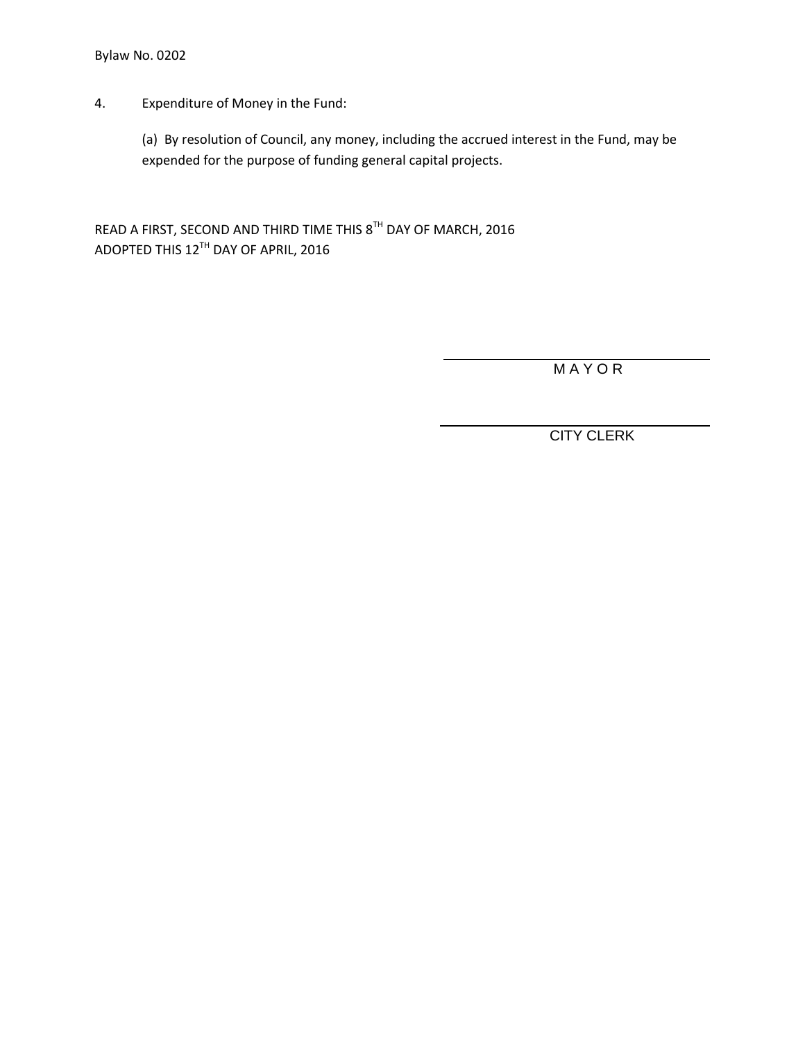4. Expenditure of Money in the Fund:

   (a) By resolution of Council, any money, including the accrued interest in the Fund, may be expended for the purpose of funding general capital projects.

READ A FIRST, SECOND AND THIRD TIME THIS 8TH DAY OF MARCH, 2016
ADOPTED THIS 12TH DAY OF APRIL, 2016

\_\_\_\_\_\_\_\_\_\_\_\_\_\_\_\_\_\_\_\_\_\_\_\_\_\_\_\_\_\_
M A Y O R

\_\_\_\_\_\_\_\_\_\_\_\_\_\_\_\_\_\_\_\_\_\_\_\_\_\_\_\_\_\_
CITY CLERK